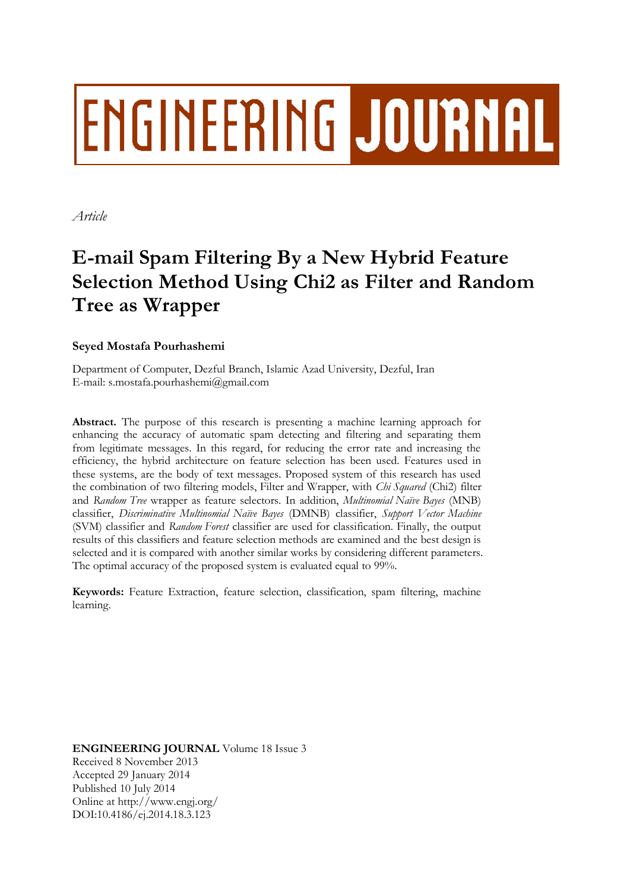# ENGINEERING JOURNAL

*Article*

# E-mail Spam Filtering By a New Hybrid Feature Selection Method Using Chi2 as Filter and Random Tree as Wrapper

**Seyed Mostafa Pourhashemi**

Department of Computer, Dezful Branch, Islamic Azad University, Dezful, Iran
E-mail: s.mostafa.pourhashemi@gmail.com

**Abstract.** The purpose of this research is presenting a machine learning approach for enhancing the accuracy of automatic spam detecting and filtering and separating them from legitimate messages. In this regard, for reducing the error rate and increasing the efficiency, the hybrid architecture on feature selection has been used. Features used in these systems, are the body of text messages. Proposed system of this research has used the combination of two filtering models, Filter and Wrapper, with *Chi Squared* (Chi2) filter and *Random Tree* wrapper as feature selectors. In addition, *Multinomial Naïve Bayes* (MNB) classifier, *Discriminative Multinomial Naïve Bayes* (DMNB) classifier, *Support Vector Machine* (SVM) classifier and *Random Forest* classifier are used for classification. Finally, the output results of this classifiers and feature selection methods are examined and the best design is selected and it is compared with another similar works by considering different parameters. The optimal accuracy of the proposed system is evaluated equal to 99%.

**Keywords:** Feature Extraction, feature selection, classification, spam filtering, machine learning.

**ENGINEERING JOURNAL** Volume 18 Issue 3
Received 8 November 2013
Accepted 29 January 2014
Published 10 July 2014
Online at http://www.engj.org/
DOI:10.4186/ej.2014.18.3.123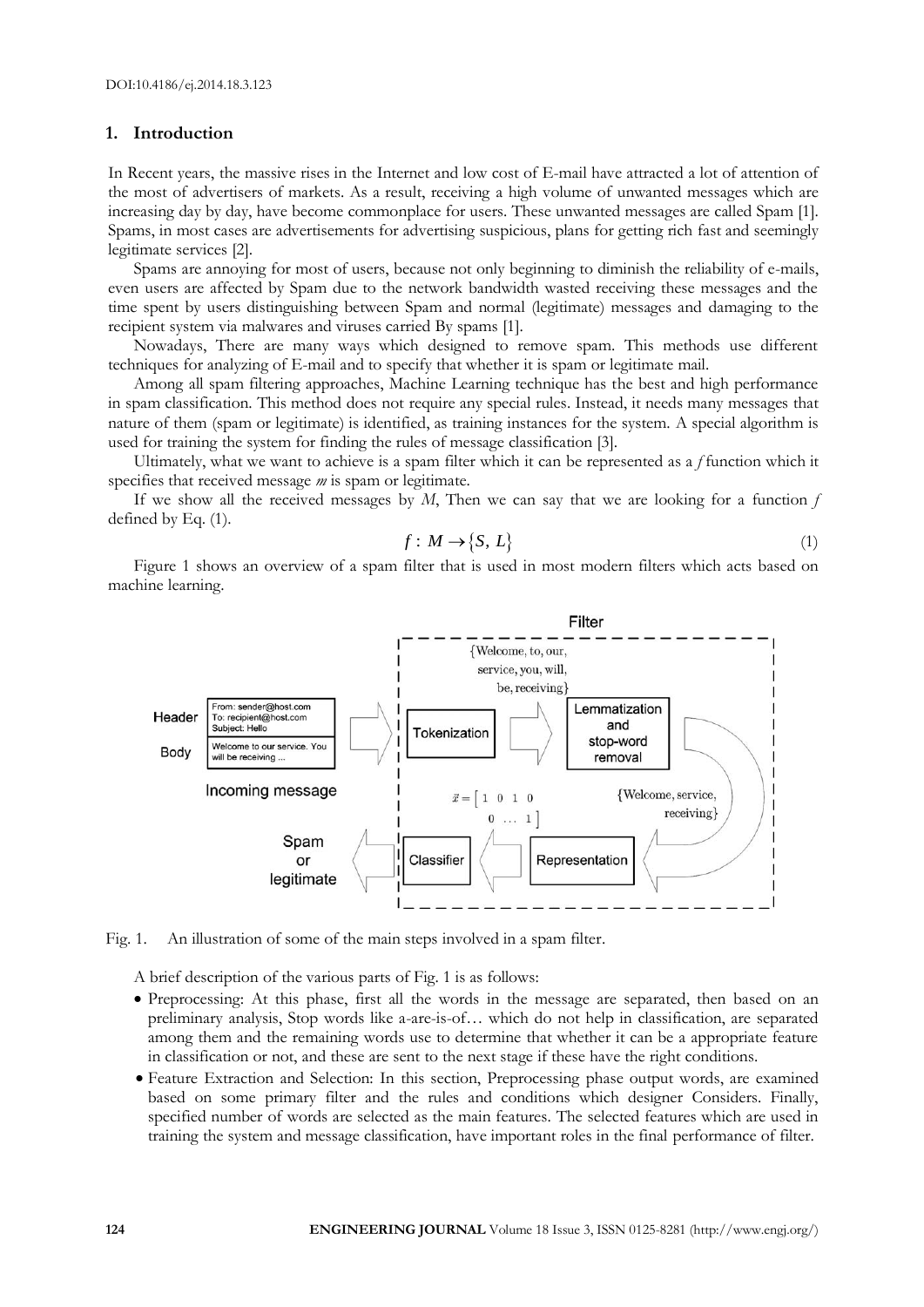## 1. Introduction

In Recent years, the massive rises in the Internet and low cost of E-mail have attracted a lot of attention of the most of advertisers of markets. As a result, receiving a high volume of unwanted messages which are increasing day by day, have become commonplace for users. These unwanted messages are called Spam [1]. Spams, in most cases are advertisements for advertising suspicious, plans for getting rich fast and seemingly legitimate services [2].

Spams are annoying for most of users, because not only beginning to diminish the reliability of e-mails, even users are affected by Spam due to the network bandwidth wasted receiving these messages and the time spent by users distinguishing between Spam and normal (legitimate) messages and damaging to the recipient system via malwares and viruses carried By spams [1].

Nowadays, There are many ways which designed to remove spam. This methods use different techniques for analyzing of E-mail and to specify that whether it is spam or legitimate mail.

Among all spam filtering approaches, Machine Learning technique has the best and high performance in spam classification. This method does not require any special rules. Instead, it needs many messages that nature of them (spam or legitimate) is identified, as training instances for the system. A special algorithm is used for training the system for finding the rules of message classification [3].

Ultimately, what we want to achieve is a spam filter which it can be represented as a *f* function which it specifies that received message *m* is spam or legitimate.

If we show all the received messages by *M*, Then we can say that we are looking for a function *f* defined by Eq. (1).

$$f : M \rightarrow \{S, L\} \tag{1}$$

Figure 1 shows an overview of a spam filter that is used in most modern filters which acts based on machine learning.

Fig. 1. An illustration of some of the main steps involved in a spam filter.

A brief description of the various parts of Fig. 1 is as follows:

- Preprocessing: At this phase, first all the words in the message are separated, then based on an preliminary analysis, Stop words like a-are-is-of… which do not help in classification, are separated among them and the remaining words use to determine that whether it can be a appropriate feature in classification or not, and these are sent to the next stage if these have the right conditions.
- Feature Extraction and Selection: In this section, Preprocessing phase output words, are examined based on some primary filter and the rules and conditions which designer Considers. Finally, specified number of words are selected as the main features. The selected features which are used in training the system and message classification, have important roles in the final performance of filter.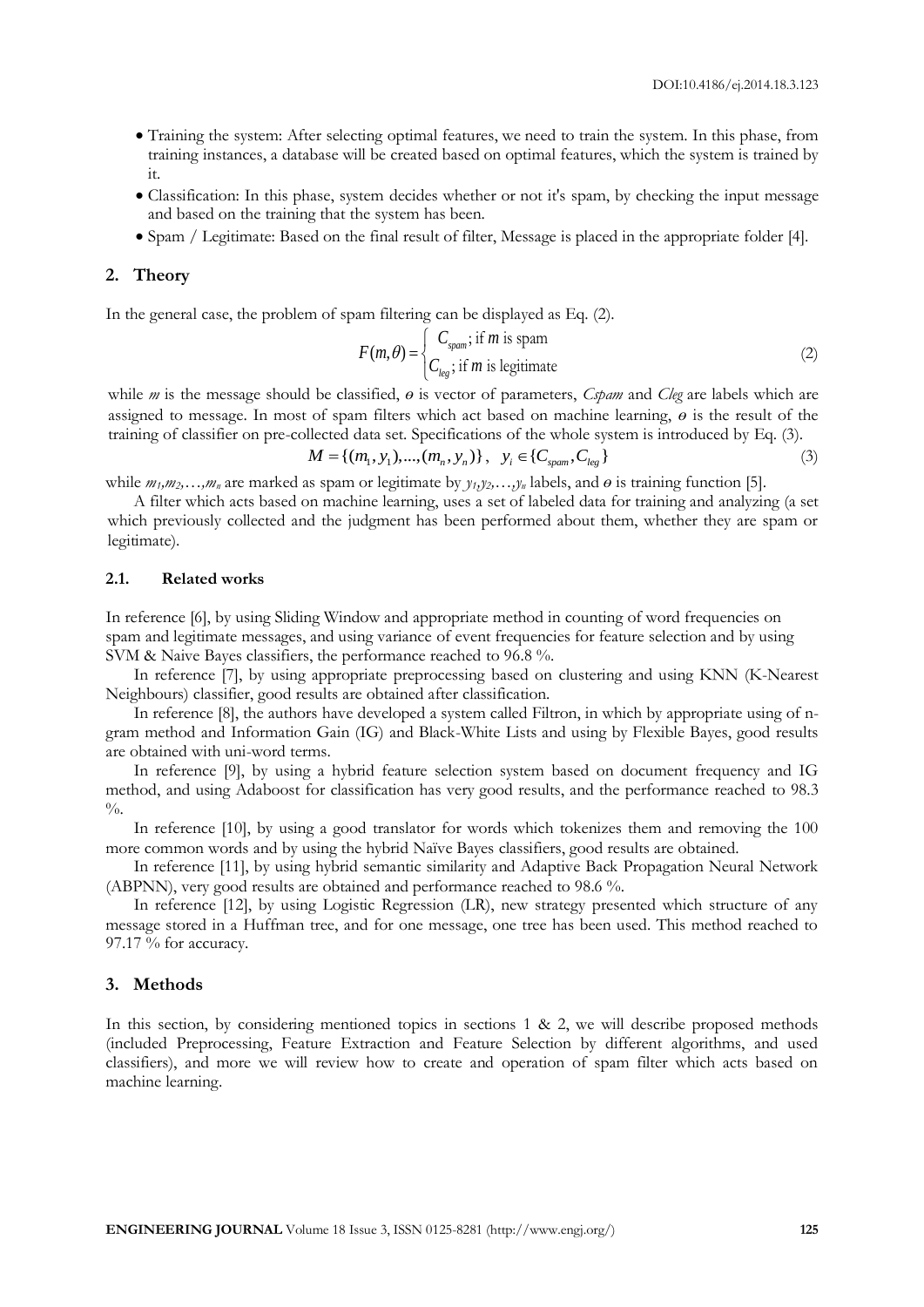- Training the system: After selecting optimal features, we need to train the system. In this phase, from training instances, a database will be created based on optimal features, which the system is trained by it.
- Classification: In this phase, system decides whether or not it's spam, by checking the input message and based on the training that the system has been.
- Spam / Legitimate: Based on the final result of filter, Message is placed in the appropriate folder [4].

## 2. Theory

In the general case, the problem of spam filtering can be displayed as Eq. (2).

$$F(m,\theta)=\begin{cases} C_{spam}; \text{ if } m \text{ is spam} \\ C_{leg}; \text{ if } m \text{ is legitimate} \end{cases} \tag{2}$$

while $m$ is the message should be classified, $\theta$ is vector of parameters, *Cspam* and *Cleg* are labels which are assigned to message. In most of spam filters which act based on machine learning, $\theta$ is the result of the training of classifier on pre-collected data set. Specifications of the whole system is introduced by Eq. (3).

$$M=\{(m_1,y_1),...,(m_n,y_n)\}, \quad y_i \in \{C_{spam},C_{leg}\} \tag{3}$$

while $m_1,m_2,\ldots,m_n$ are marked as spam or legitimate by $y_1,y_2,\ldots,y_n$ labels, and $\theta$ is training function [5].

A filter which acts based on machine learning, uses a set of labeled data for training and analyzing (a set which previously collected and the judgment has been performed about them, whether they are spam or legitimate).

### 2.1. Related works

In reference [6], by using Sliding Window and appropriate method in counting of word frequencies on spam and legitimate messages, and using variance of event frequencies for feature selection and by using SVM & Naive Bayes classifiers, the performance reached to 96.8 %.

In reference [7], by using appropriate preprocessing based on clustering and using KNN (K-Nearest Neighbours) classifier, good results are obtained after classification.

In reference [8], the authors have developed a system called Filtron, in which by appropriate using of n-gram method and Information Gain (IG) and Black-White Lists and using by Flexible Bayes, good results are obtained with uni-word terms.

In reference [9], by using a hybrid feature selection system based on document frequency and IG method, and using Adaboost for classification has very good results, and the performance reached to 98.3 %.

In reference [10], by using a good translator for words which tokenizes them and removing the 100 more common words and by using the hybrid Naïve Bayes classifiers, good results are obtained.

In reference [11], by using hybrid semantic similarity and Adaptive Back Propagation Neural Network (ABPNN), very good results are obtained and performance reached to 98.6 %.

In reference [12], by using Logistic Regression (LR), new strategy presented which structure of any message stored in a Huffman tree, and for one message, one tree has been used. This method reached to 97.17 % for accuracy.

## 3. Methods

In this section, by considering mentioned topics in sections 1 & 2, we will describe proposed methods (included Preprocessing, Feature Extraction and Feature Selection by different algorithms, and used classifiers), and more we will review how to create and operation of spam filter which acts based on machine learning.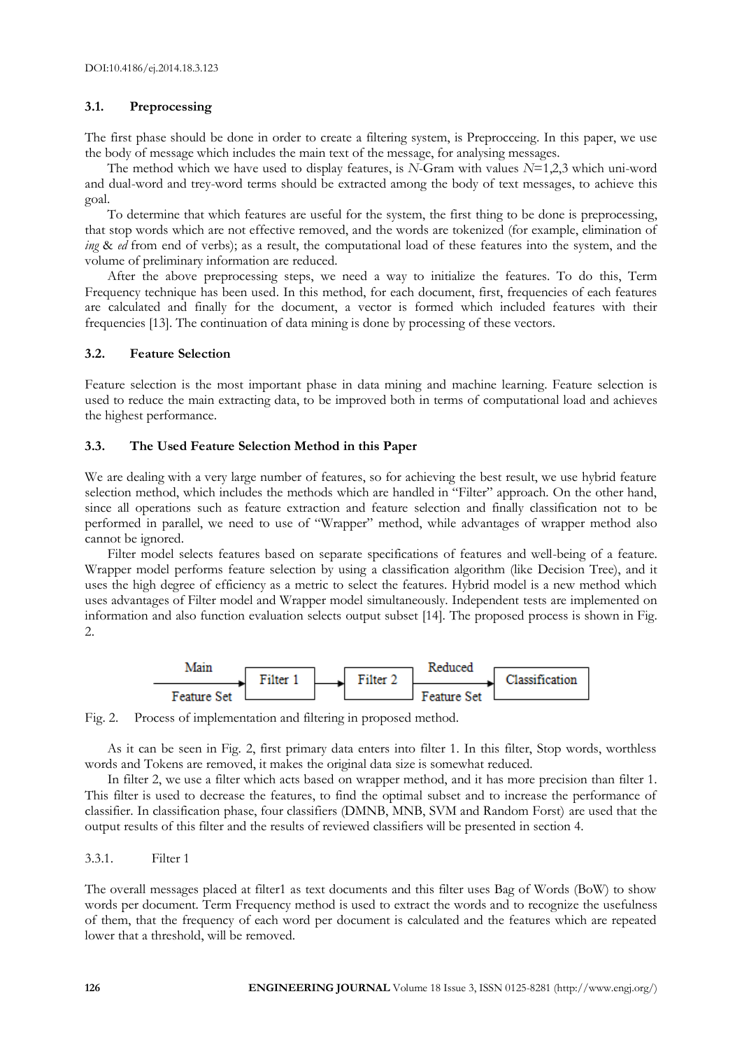### 3.1. Preprocessing

The first phase should be done in order to create a filtering system, is Preprocceing. In this paper, we use the body of message which includes the main text of the message, for analysing messages.

The method which we have used to display features, is $N$-Gram with values $N$=1,2,3 which uni-word and dual-word and trey-word terms should be extracted among the body of text messages, to achieve this goal.

To determine that which features are useful for the system, the first thing to be done is preprocessing, that stop words which are not effective removed, and the words are tokenized (for example, elimination of *ing* & *ed* from end of verbs); as a result, the computational load of these features into the system, and the volume of preliminary information are reduced.

After the above preprocessing steps, we need a way to initialize the features. To do this, Term Frequency technique has been used. In this method, for each document, first, frequencies of each features are calculated and finally for the document, a vector is formed which included features with their frequencies [13]. The continuation of data mining is done by processing of these vectors.

### 3.2. Feature Selection

Feature selection is the most important phase in data mining and machine learning. Feature selection is used to reduce the main extracting data, to be improved both in terms of computational load and achieves the highest performance.

### 3.3. The Used Feature Selection Method in this Paper

We are dealing with a very large number of features, so for achieving the best result, we use hybrid feature selection method, which includes the methods which are handled in "Filter" approach. On the other hand, since all operations such as feature extraction and feature selection and finally classification not to be performed in parallel, we need to use of "Wrapper" method, while advantages of wrapper method also cannot be ignored.

Filter model selects features based on separate specifications of features and well-being of a feature. Wrapper model performs feature selection by using a classification algorithm (like Decision Tree), and it uses the high degree of efficiency as a metric to select the features. Hybrid model is a new method which uses advantages of Filter model and Wrapper model simultaneously. Independent tests are implemented on information and also function evaluation selects output subset [14]. The proposed process is shown in Fig. 2.

Main Feature Set → Filter 1 → Filter 2 → Reduced Feature Set → Classification

Fig. 2. Process of implementation and filtering in proposed method.

As it can be seen in Fig. 2, first primary data enters into filter 1. In this filter, Stop words, worthless words and Tokens are removed, it makes the original data size is somewhat reduced.

In filter 2, we use a filter which acts based on wrapper method, and it has more precision than filter 1. This filter is used to decrease the features, to find the optimal subset and to increase the performance of classifier. In classification phase, four classifiers (DMNB, MNB, SVM and Random Forst) are used that the output results of this filter and the results of reviewed classifiers will be presented in section 4.

#### 3.3.1. Filter 1

The overall messages placed at filter1 as text documents and this filter uses Bag of Words (BoW) to show words per document. Term Frequency method is used to extract the words and to recognize the usefulness of them, that the frequency of each word per document is calculated and the features which are repeated lower that a threshold, will be removed.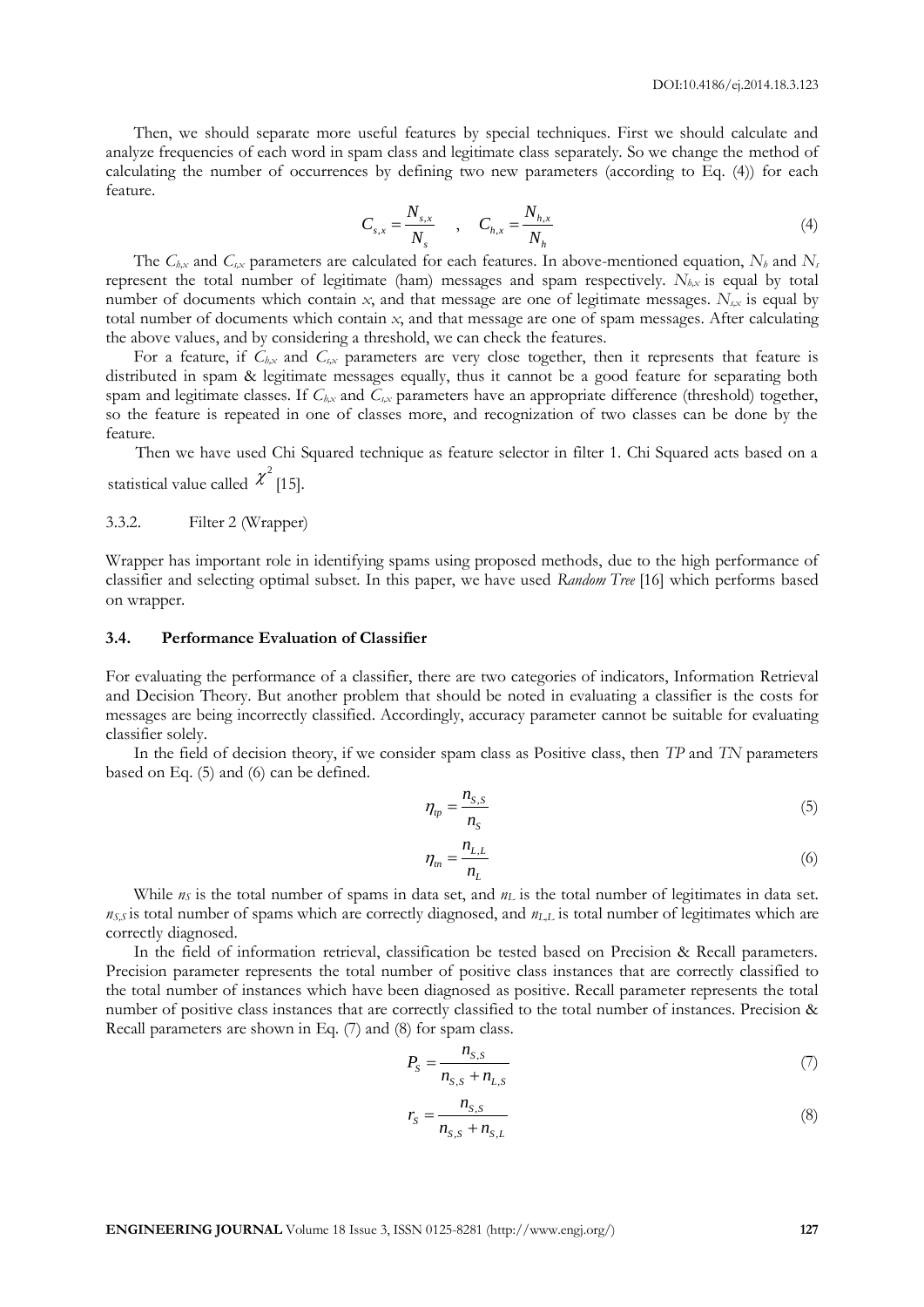Then, we should separate more useful features by special techniques. First we should calculate and analyze frequencies of each word in spam class and legitimate class separately. So we change the method of calculating the number of occurrences by defining two new parameters (according to Eq. (4)) for each feature.

$$C_{s,x} = \frac{N_{s,x}}{N_s} \quad , \quad C_{h,x} = \frac{N_{h,x}}{N_h} \tag{4}$$

The $C_{h,x}$ and $C_{s,x}$ parameters are calculated for each features. In above-mentioned equation, $N_h$ and $N_s$ represent the total number of legitimate (ham) messages and spam respectively. $N_{h,x}$ is equal by total number of documents which contain $x$, and that message are one of legitimate messages. $N_{s,x}$ is equal by total number of documents which contain $x$, and that message are one of spam messages. After calculating the above values, and by considering a threshold, we can check the features.

For a feature, if $C_{h,x}$ and $C_{s,x}$ parameters are very close together, then it represents that feature is distributed in spam & legitimate messages equally, thus it cannot be a good feature for separating both spam and legitimate classes. If $C_{h,x}$ and $C_{s,x}$ parameters have an appropriate difference (threshold) together, so the feature is repeated in one of classes more, and recognization of two classes can be done by the feature.

Then we have used Chi Squared technique as feature selector in filter 1. Chi Squared acts based on a statistical value called $\chi^2$ [15].

#### 3.3.2. Filter 2 (Wrapper)

Wrapper has important role in identifying spams using proposed methods, due to the high performance of classifier and selecting optimal subset. In this paper, we have used *Random Tree* [16] which performs based on wrapper.

### 3.4. Performance Evaluation of Classifier

For evaluating the performance of a classifier, there are two categories of indicators, Information Retrieval and Decision Theory. But another problem that should be noted in evaluating a classifier is the costs for messages are being incorrectly classified. Accordingly, accuracy parameter cannot be suitable for evaluating classifier solely.

In the field of decision theory, if we consider spam class as Positive class, then *TP* and *TN* parameters based on Eq. (5) and (6) can be defined.

$$\eta_{tp} = \frac{n_{S,S}}{n_S} \tag{5}$$

$$\eta_{tn} = \frac{n_{L,L}}{n_L} \tag{6}$$

While $n_S$ is the total number of spams in data set, and $n_L$ is the total number of legitimates in data set. $n_{S,S}$ is total number of spams which are correctly diagnosed, and $n_{L,L}$ is total number of legitimates which are correctly diagnosed.

In the field of information retrieval, classification be tested based on Precision & Recall parameters. Precision parameter represents the total number of positive class instances that are correctly classified to the total number of instances which have been diagnosed as positive. Recall parameter represents the total number of positive class instances that are correctly classified to the total number of instances. Precision & Recall parameters are shown in Eq. (7) and (8) for spam class.

$$P_S = \frac{n_{S,S}}{n_{S,S} + n_{L,S}} \tag{7}$$

$$r_S = \frac{n_{S,S}}{n_{S,S} + n_{S,L}} \tag{8}$$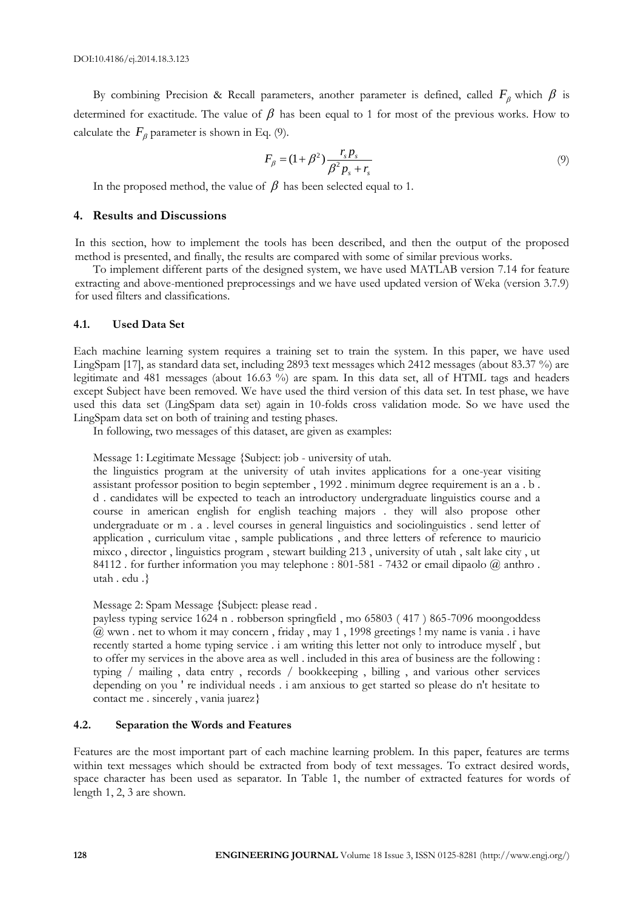By combining Precision & Recall parameters, another parameter is defined, called $F_\beta$ which $\beta$ is determined for exactitude. The value of $\beta$ has been equal to 1 for most of the previous works. How to calculate the $F_\beta$ parameter is shown in Eq. (9).

$$F_\beta = (1+\beta^2)\frac{r_s p_s}{\beta^2 p_s + r_s} \tag{9}$$

In the proposed method, the value of $\beta$ has been selected equal to 1.

## 4. Results and Discussions

In this section, how to implement the tools has been described, and then the output of the proposed method is presented, and finally, the results are compared with some of similar previous works.

To implement different parts of the designed system, we have used MATLAB version 7.14 for feature extracting and above-mentioned preprocessings and we have used updated version of Weka (version 3.7.9) for used filters and classifications.

### 4.1. Used Data Set

Each machine learning system requires a training set to train the system. In this paper, we have used LingSpam [17], as standard data set, including 2893 text messages which 2412 messages (about 83.37 %) are legitimate and 481 messages (about 16.63 %) are spam. In this data set, all of HTML tags and headers except Subject have been removed. We have used the third version of this data set. In test phase, we have used this data set (LingSpam data set) again in 10-folds cross validation mode. So we have used the LingSpam data set on both of training and testing phases.

In following, two messages of this dataset, are given as examples:

Message 1: Legitimate Message {Subject: job - university of utah.
the linguistics program at the university of utah invites applications for a one-year visiting assistant professor position to begin september , 1992 . minimum degree requirement is an a . b . d . candidates will be expected to teach an introductory undergraduate linguistics course and a course in american english for english teaching majors . they will also propose other undergraduate or m . a . level courses in general linguistics and sociolinguistics . send letter of application , curriculum vitae , sample publications , and three letters of reference to mauricio mixco , director , linguistics program , stewart building 213 , university of utah , salt lake city , ut 84112 . for further information you may telephone : 801-581 - 7432 or email dipaolo @ anthro . utah . edu .}

Message 2: Spam Message {Subject: please read .
payless typing service 1624 n . robberson springfield , mo 65803 ( 417 ) 865-7096 moongoddess @ wwn . net to whom it may concern , friday , may 1 , 1998 greetings ! my name is vania . i have recently started a home typing service . i am writing this letter not only to introduce myself , but to offer my services in the above area as well . included in this area of business are the following : typing / mailing , data entry , records / bookkeeping , billing , and various other services depending on you ' re individual needs . i am anxious to get started so please do n't hesitate to contact me . sincerely , vania juarez}

### 4.2. Separation the Words and Features

Features are the most important part of each machine learning problem. In this paper, features are terms within text messages which should be extracted from body of text messages. To extract desired words, space character has been used as separator. In Table 1, the number of extracted features for words of length 1, 2, 3 are shown.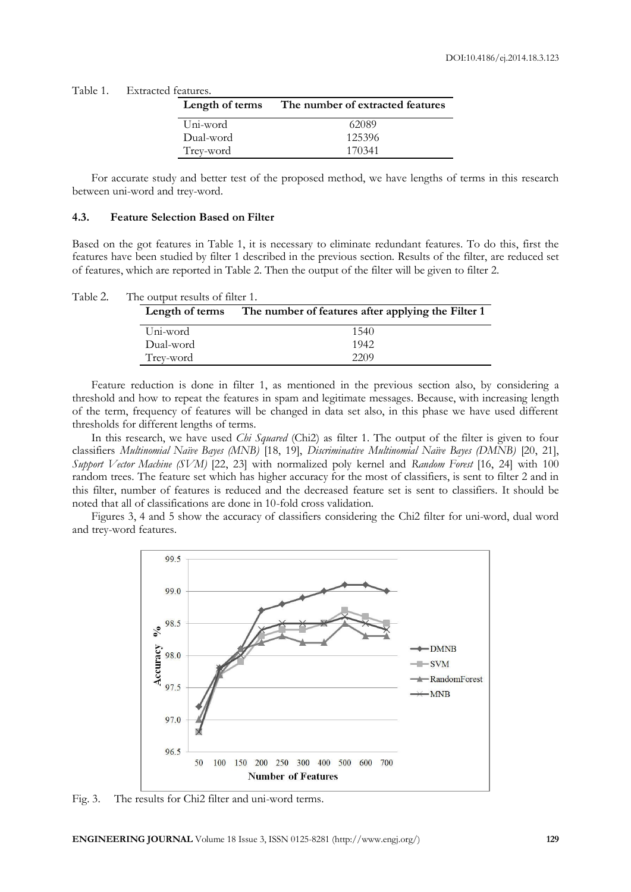Table 1. Extracted features.

| Length of terms | The number of extracted features |
|---|---|
| Uni-word | 62089 |
| Dual-word | 125396 |
| Trey-word | 170341 |

For accurate study and better test of the proposed method, we have lengths of terms in this research between uni-word and trey-word.

### 4.3. Feature Selection Based on Filter

Based on the got features in Table 1, it is necessary to eliminate redundant features. To do this, first the features have been studied by filter 1 described in the previous section. Results of the filter, are reduced set of features, which are reported in Table 2. Then the output of the filter will be given to filter 2.

Table 2. The output results of filter 1.

| Length of terms | The number of features after applying the Filter 1 |
|---|---|
| Uni-word | 1540 |
| Dual-word | 1942 |
| Trey-word | 2209 |

Feature reduction is done in filter 1, as mentioned in the previous section also, by considering a threshold and how to repeat the features in spam and legitimate messages. Because, with increasing length of the term, frequency of features will be changed in data set also, in this phase we have used different thresholds for different lengths of terms.

In this research, we have used *Chi Squared* (Chi2) as filter 1. The output of the filter is given to four classifiers *Multinomial Naïve Bayes (MNB)* [18, 19], *Discriminative Multinomial Naïve Bayes (DMNB)* [20, 21], *Support Vector Machine (SVM)* [22, 23] with normalized poly kernel and *Random Forest* [16, 24] with 100 random trees. The feature set which has higher accuracy for the most of classifiers, is sent to filter 2 and in this filter, number of features is reduced and the decreased feature set is sent to classifiers. It should be noted that all of classifications are done in 10-fold cross validation.

Figures 3, 4 and 5 show the accuracy of classifiers considering the Chi2 filter for uni-word, dual word and trey-word features.

Fig. 3. The results for Chi2 filter and uni-word terms.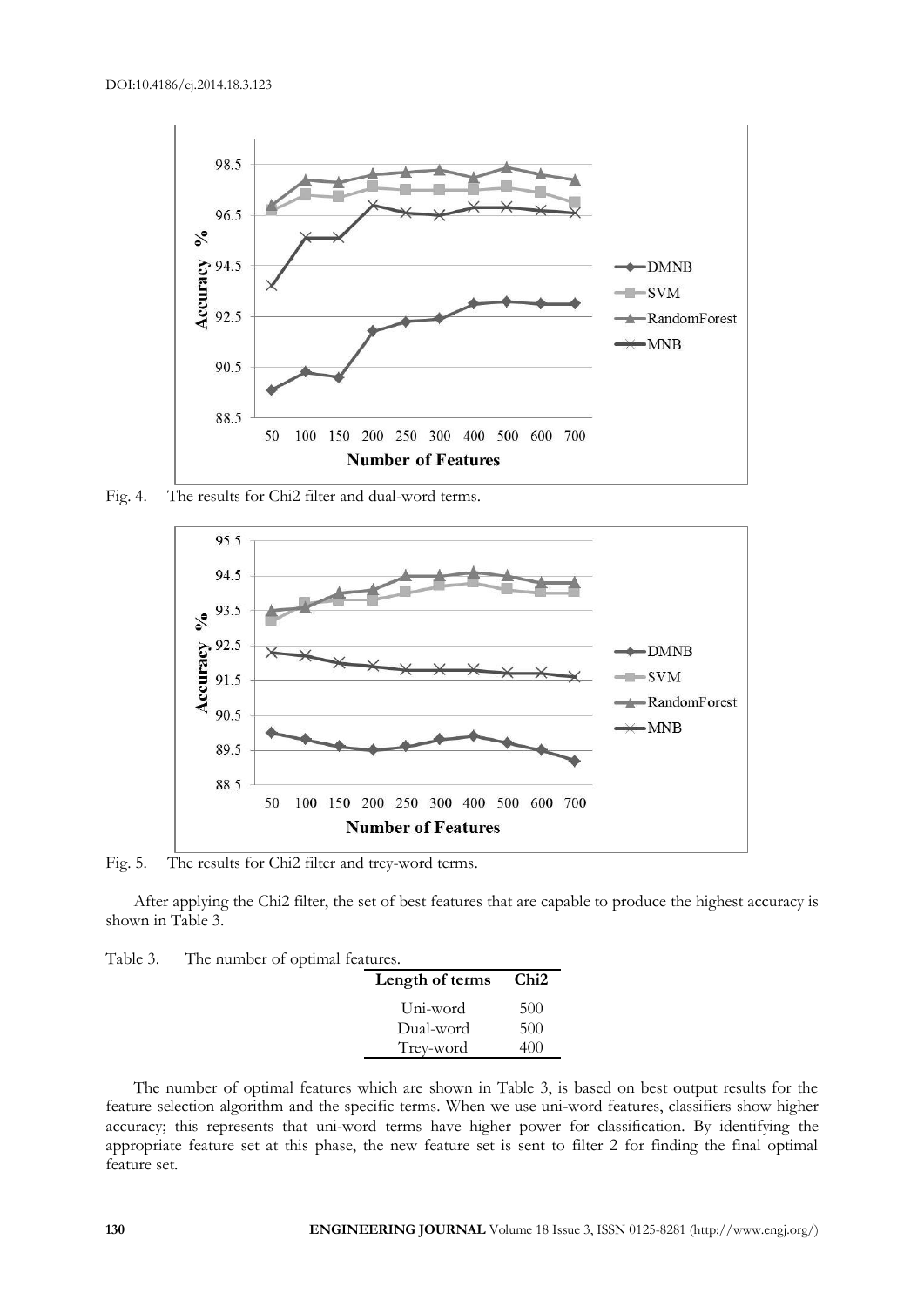Fig. 4. The results for Chi2 filter and dual-word terms.

Fig. 5. The results for Chi2 filter and trey-word terms.

After applying the Chi2 filter, the set of best features that are capable to produce the highest accuracy is shown in Table 3.

Table 3. The number of optimal features.

| Length of terms | Chi2 |
|---|---|
| Uni-word | 500 |
| Dual-word | 500 |
| Trey-word | 400 |

The number of optimal features which are shown in Table 3, is based on best output results for the feature selection algorithm and the specific terms. When we use uni-word features, classifiers show higher accuracy; this represents that uni-word terms have higher power for classification. By identifying the appropriate feature set at this phase, the new feature set is sent to filter 2 for finding the final optimal feature set.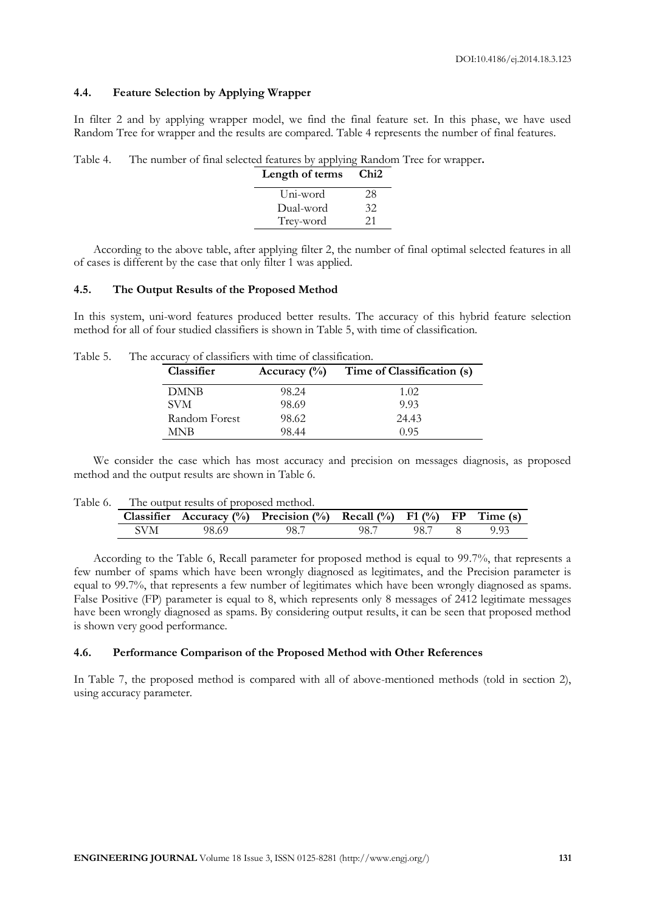### 4.4. Feature Selection by Applying Wrapper

In filter 2 and by applying wrapper model, we find the final feature set. In this phase, we have used Random Tree for wrapper and the results are compared. Table 4 represents the number of final features.

Table 4. The number of final selected features by applying Random Tree for wrapper.

| Length of terms | Chi2 |
|---|---|
| Uni-word | 28 |
| Dual-word | 32 |
| Trey-word | 21 |

According to the above table, after applying filter 2, the number of final optimal selected features in all of cases is different by the case that only filter 1 was applied.

### 4.5. The Output Results of the Proposed Method

In this system, uni-word features produced better results. The accuracy of this hybrid feature selection method for all of four studied classifiers is shown in Table 5, with time of classification.

Table 5. The accuracy of classifiers with time of classification.

| Classifier | Accuracy (%) | Time of Classification (s) |
|---|---|---|
| DMNB | 98.24 | 1.02 |
| SVM | 98.69 | 9.93 |
| Random Forest | 98.62 | 24.43 |
| MNB | 98.44 | 0.95 |

We consider the case which has most accuracy and precision on messages diagnosis, as proposed method and the output results are shown in Table 6.

Table 6. The output results of proposed method.

| Classifier | Accuracy (%) | Precision (%) | Recall (%) | F1 (%) | FP | Time (s) |
|---|---|---|---|---|---|---|
| SVM | 98.69 | 98.7 | 98.7 | 98.7 | 8 | 9.93 |

According to the Table 6, Recall parameter for proposed method is equal to 99.7%, that represents a few number of spams which have been wrongly diagnosed as legitimates, and the Precision parameter is equal to 99.7%, that represents a few number of legitimates which have been wrongly diagnosed as spams. False Positive (FP) parameter is equal to 8, which represents only 8 messages of 2412 legitimate messages have been wrongly diagnosed as spams. By considering output results, it can be seen that proposed method is shown very good performance.

### 4.6. Performance Comparison of the Proposed Method with Other References

In Table 7, the proposed method is compared with all of above-mentioned methods (told in section 2), using accuracy parameter.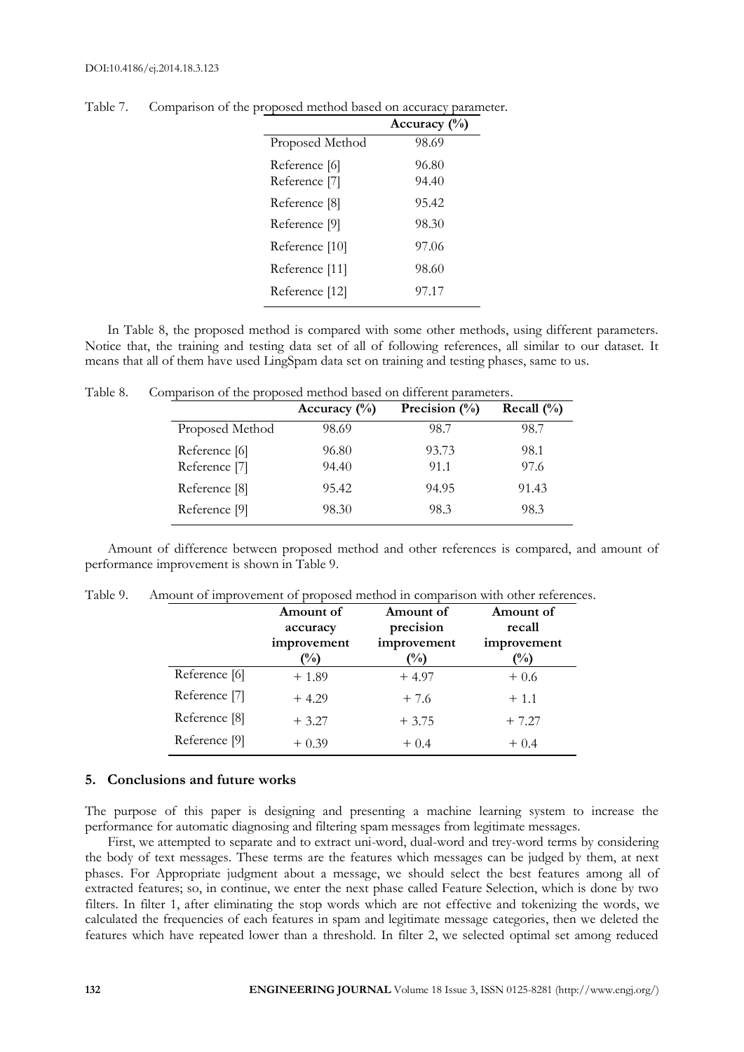Table 7. Comparison of the proposed method based on accuracy parameter.

| | Accuracy (%) |
|---|---|
| Proposed Method | 98.69 |
| Reference [6] | 96.80 |
| Reference [7] | 94.40 |
| Reference [8] | 95.42 |
| Reference [9] | 98.30 |
| Reference [10] | 97.06 |
| Reference [11] | 98.60 |
| Reference [12] | 97.17 |

In Table 8, the proposed method is compared with some other methods, using different parameters. Notice that, the training and testing data set of all of following references, all similar to our dataset. It means that all of them have used LingSpam data set on training and testing phases, same to us.

Table 8. Comparison of the proposed method based on different parameters.

| | Accuracy (%) | Precision (%) | Recall (%) |
|---|---|---|---|
| Proposed Method | 98.69 | 98.7 | 98.7 |
| Reference [6] | 96.80 | 93.73 | 98.1 |
| Reference [7] | 94.40 | 91.1 | 97.6 |
| Reference [8] | 95.42 | 94.95 | 91.43 |
| Reference [9] | 98.30 | 98.3 | 98.3 |

Amount of difference between proposed method and other references is compared, and amount of performance improvement is shown in Table 9.

Table 9. Amount of improvement of proposed method in comparison with other references.

| | Amount of accuracy improvement (%) | Amount of precision improvement (%) | Amount of recall improvement (%) |
|---|---|---|---|
| Reference [6] | + 1.89 | + 4.97 | + 0.6 |
| Reference [7] | + 4.29 | + 7.6 | + 1.1 |
| Reference [8] | + 3.27 | + 3.75 | + 7.27 |
| Reference [9] | + 0.39 | + 0.4 | + 0.4 |

## 5. Conclusions and future works

The purpose of this paper is designing and presenting a machine learning system to increase the performance for automatic diagnosing and filtering spam messages from legitimate messages.

First, we attempted to separate and to extract uni-word, dual-word and trey-word terms by considering the body of text messages. These terms are the features which messages can be judged by them, at next phases. For Appropriate judgment about a message, we should select the best features among all of extracted features; so, in continue, we enter the next phase called Feature Selection, which is done by two filters. In filter 1, after eliminating the stop words which are not effective and tokenizing the words, we calculated the frequencies of each features in spam and legitimate message categories, then we deleted the features which have repeated lower than a threshold. In filter 2, we selected optimal set among reduced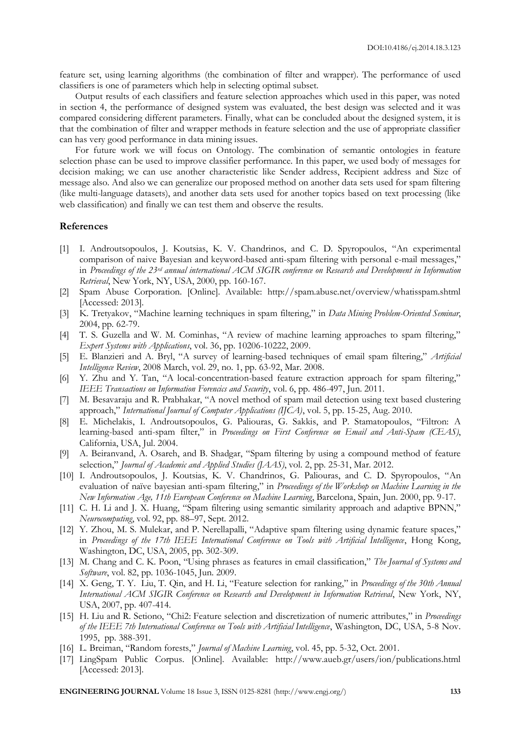feature set, using learning algorithms (the combination of filter and wrapper). The performance of used classifiers is one of parameters which help in selecting optimal subset.

Output results of each classifiers and feature selection approaches which used in this paper, was noted in section 4, the performance of designed system was evaluated, the best design was selected and it was compared considering different parameters. Finally, what can be concluded about the designed system, it is that the combination of filter and wrapper methods in feature selection and the use of appropriate classifier can has very good performance in data mining issues.

For future work we will focus on Ontology. The combination of semantic ontologies in feature selection phase can be used to improve classifier performance. In this paper, we used body of messages for decision making; we can use another characteristic like Sender address, Recipient address and Size of message also. And also we can generalize our proposed method on another data sets used for spam filtering (like multi-language datasets), and another data sets used for another topics based on text processing (like web classification) and finally we can test them and observe the results.

## References

[1] I. Androutsopoulos, J. Koutsias, K. V. Chandrinos, and C. D. Spyropoulos, "An experimental comparison of naive Bayesian and keyword-based anti-spam filtering with personal e-mail messages," in *Proceedings of the 23rd annual international ACM SIGIR conference on Research and Development in Information Retrieval*, New York, NY, USA, 2000, pp. 160-167.

[2] Spam Abuse Corporation. [Online]. Available: http://spam.abuse.net/overview/whatisspam.shtml [Accessed: 2013].

[3] K. Tretyakov, "Machine learning techniques in spam filtering," in *Data Mining Problem-Oriented Seminar*, 2004, pp. 62-79.

[4] T. S. Guzella and W. M. Cominhas, "A review of machine learning approaches to spam filtering," *Expert Systems with Applications*, vol. 36, pp. 10206-10222, 2009.

[5] E. Blanzieri and A. Bryl, "A survey of learning-based techniques of email spam filtering," *Artificial Intelligence Review*, 2008 March, vol. 29, no. 1, pp. 63-92, Mar. 2008.

[6] Y. Zhu and Y. Tan, "A local-concentration-based feature extraction approach for spam filtering," *IEEE Transactions on Information Forencics and Security*, vol. 6, pp. 486-497, Jun. 2011.

[7] M. Besavaraju and R. Prabhakar, "A novel method of spam mail detection using text based clustering approach," *International Journal of Computer Applications (IJCA)*, vol. 5, pp. 15-25, Aug. 2010.

[8] E. Michelakis, I. Androutsopoulos, G. Paliouras, G. Sakkis, and P. Stamatopoulos, "Filtron: A learning-based anti-spam filter," in *Proceedings on First Conference on Email and Anti-Spam (CEAS)*, California, USA, Jul. 2004.

[9] A. Beiranvand, A. Osareh, and B. Shadgar, "Spam filtering by using a compound method of feature selection," *Journal of Academic and Applied Studies (JAAS)*, vol. 2, pp. 25-31, Mar. 2012.

[10] I. Androutsopoulos, J. Koutsias, K. V. Chandrinos, G. Paliouras, and C. D. Spyropoulos, "An evaluation of naïve bayesian anti-spam filtering," in *Proceedings of the Workshop on Machine Learning in the New Information Age, 11th European Conference on Machine Learning*, Barcelona, Spain, Jun. 2000, pp. 9-17.

[11] C. H. Li and J. X. Huang, "Spam filtering using semantic similarity approach and adaptive BPNN," *Neurocomputing*, vol. 92, pp. 88–97, Sept. 2012.

[12] Y. Zhou, M. S. Mulekar, and P. Nerellapalli, "Adaptive spam filtering using dynamic feature spaces," in *Proceedings of the 17th IEEE International Conference on Tools with Artificial Intelligence*, Hong Kong, Washington, DC, USA, 2005, pp. 302-309.

[13] M. Chang and C. K. Poon, "Using phrases as features in email classification," *The Journal of Systems and Software*, vol. 82, pp. 1036-1045, Jun. 2009.

[14] X. Geng, T. Y. Liu, T. Qin, and H. Li, "Feature selection for ranking," in *Proceedings of the 30th Annual International ACM SIGIR Conference on Research and Development in Information Retrieval*, New York, NY, USA, 2007, pp. 407-414.

[15] H. Liu and R. Setiono, "Chi2: Feature selection and discretization of numeric attributes," in *Proceedings of the IEEE 7th International Conference on Tools with Artificial Intelligence*, Washington, DC, USA, 5-8 Nov. 1995, pp. 388-391.

[16] L. Breiman, "Random forests," *Journal of Machine Learning*, vol. 45, pp. 5-32, Oct. 2001.

[17] LingSpam Public Corpus. [Online]. Available: http://www.aueb.gr/users/ion/publications.html [Accessed: 2013].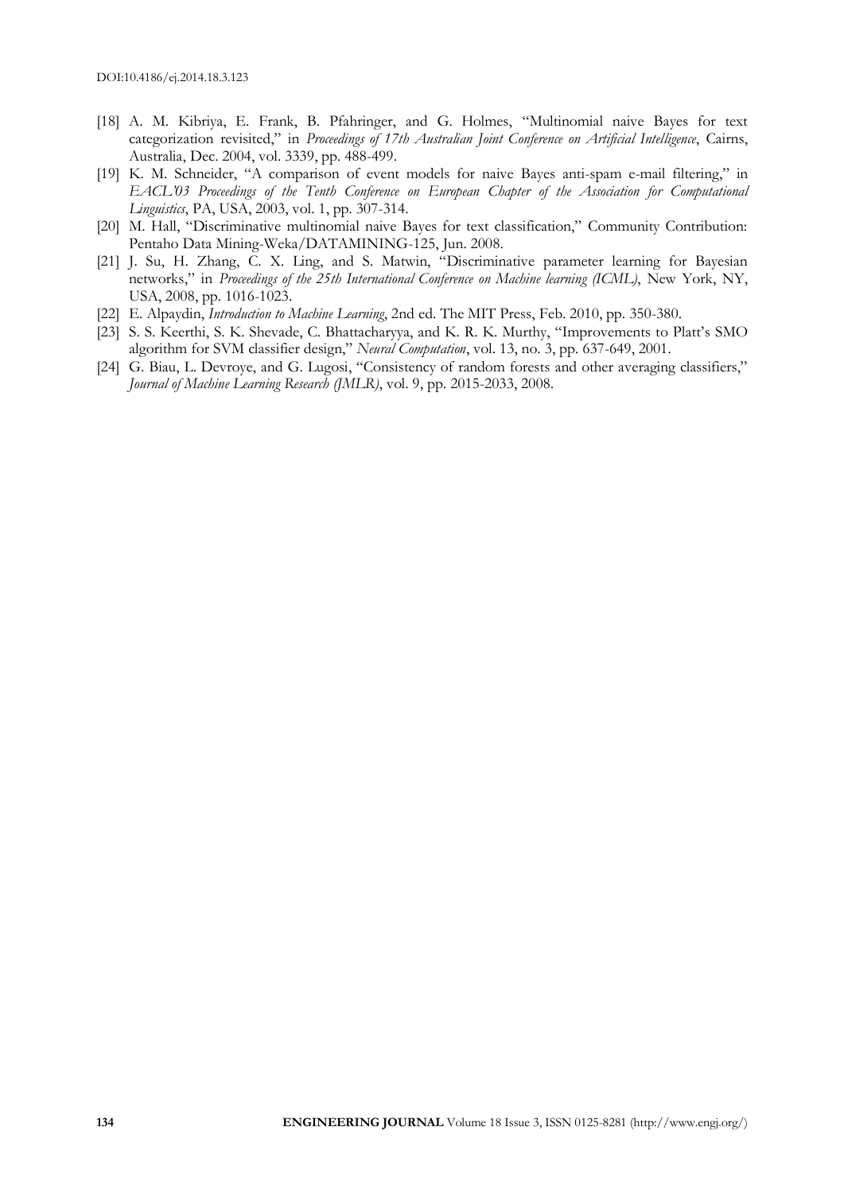[18] A. M. Kibriya, E. Frank, B. Pfahringer, and G. Holmes, "Multinomial naive Bayes for text categorization revisited," in *Proceedings of 17th Australian Joint Conference on Artificial Intelligence*, Cairns, Australia, Dec. 2004, vol. 3339, pp. 488-499.

[19] K. M. Schneider, "A comparison of event models for naive Bayes anti-spam e-mail filtering," in *EACL'03 Proceedings of the Tenth Conference on European Chapter of the Association for Computational Linguistics*, PA, USA, 2003, vol. 1, pp. 307-314.

[20] M. Hall, "Discriminative multinomial naive Bayes for text classification," Community Contribution: Pentaho Data Mining-Weka/DATAMINING-125, Jun. 2008.

[21] J. Su, H. Zhang, C. X. Ling, and S. Matwin, "Discriminative parameter learning for Bayesian networks," in *Proceedings of the 25th International Conference on Machine learning (ICML)*, New York, NY, USA, 2008, pp. 1016-1023.

[22] E. Alpaydin, *Introduction to Machine Learning*, 2nd ed. The MIT Press, Feb. 2010, pp. 350-380.

[23] S. S. Keerthi, S. K. Shevade, C. Bhattacharyya, and K. R. K. Murthy, "Improvements to Platt's SMO algorithm for SVM classifier design," *Neural Computation*, vol. 13, no. 3, pp. 637-649, 2001.

[24] G. Biau, L. Devroye, and G. Lugosi, "Consistency of random forests and other averaging classifiers," *Journal of Machine Learning Research (JMLR)*, vol. 9, pp. 2015-2033, 2008.